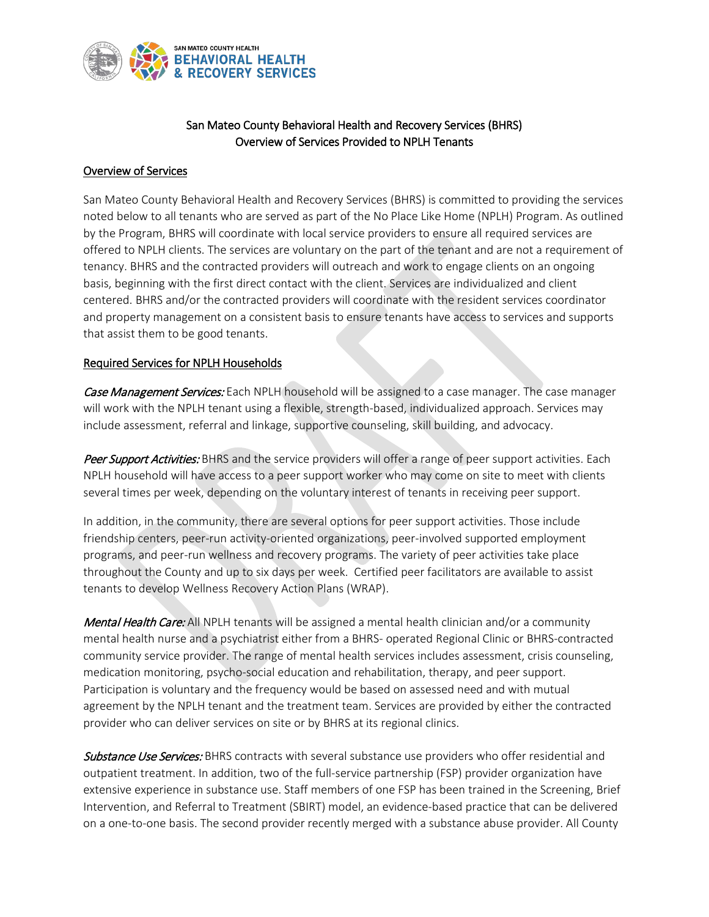San Mateo County Behavioral Health and Recovery Services (BHRS)
Overview of Services Provided to NPLH Tenants

## Overview of Services

San Mateo County Behavioral Health and Recovery Services (BHRS) is committed to providing the services noted below to all tenants who are served as part of the No Place Like Home (NPLH) Program. As outlined by the Program, BHRS will coordinate with local service providers to ensure all required services are offered to NPLH clients. The services are voluntary on the part of the tenant and are not a requirement of tenancy. BHRS and the contracted providers will outreach and work to engage clients on an ongoing basis, beginning with the first direct contact with the client. Services are individualized and client centered. BHRS and/or the contracted providers will coordinate with the resident services coordinator and property management on a consistent basis to ensure tenants have access to services and supports that assist them to be good tenants.

## Required Services for NPLH Households

***Case Management Services:*** Each NPLH household will be assigned to a case manager. The case manager will work with the NPLH tenant using a flexible, strength-based, individualized approach. Services may include assessment, referral and linkage, supportive counseling, skill building, and advocacy.

***Peer Support Activities:*** BHRS and the service providers will offer a range of peer support activities. Each NPLH household will have access to a peer support worker who may come on site to meet with clients several times per week, depending on the voluntary interest of tenants in receiving peer support.

In addition, in the community, there are several options for peer support activities. Those include friendship centers, peer-run activity-oriented organizations, peer-involved supported employment programs, and peer-run wellness and recovery programs. The variety of peer activities take place throughout the County and up to six days per week. Certified peer facilitators are available to assist tenants to develop Wellness Recovery Action Plans (WRAP).

***Mental Health Care:*** All NPLH tenants will be assigned a mental health clinician and/or a community mental health nurse and a psychiatrist either from a BHRS- operated Regional Clinic or BHRS-contracted community service provider. The range of mental health services includes assessment, crisis counseling, medication monitoring, psycho-social education and rehabilitation, therapy, and peer support. Participation is voluntary and the frequency would be based on assessed need and with mutual agreement by the NPLH tenant and the treatment team. Services are provided by either the contracted provider who can deliver services on site or by BHRS at its regional clinics.

***Substance Use Services:*** BHRS contracts with several substance use providers who offer residential and outpatient treatment. In addition, two of the full-service partnership (FSP) provider organization have extensive experience in substance use. Staff members of one FSP has been trained in the Screening, Brief Intervention, and Referral to Treatment (SBIRT) model, an evidence-based practice that can be delivered on a one-to-one basis. The second provider recently merged with a substance abuse provider. All County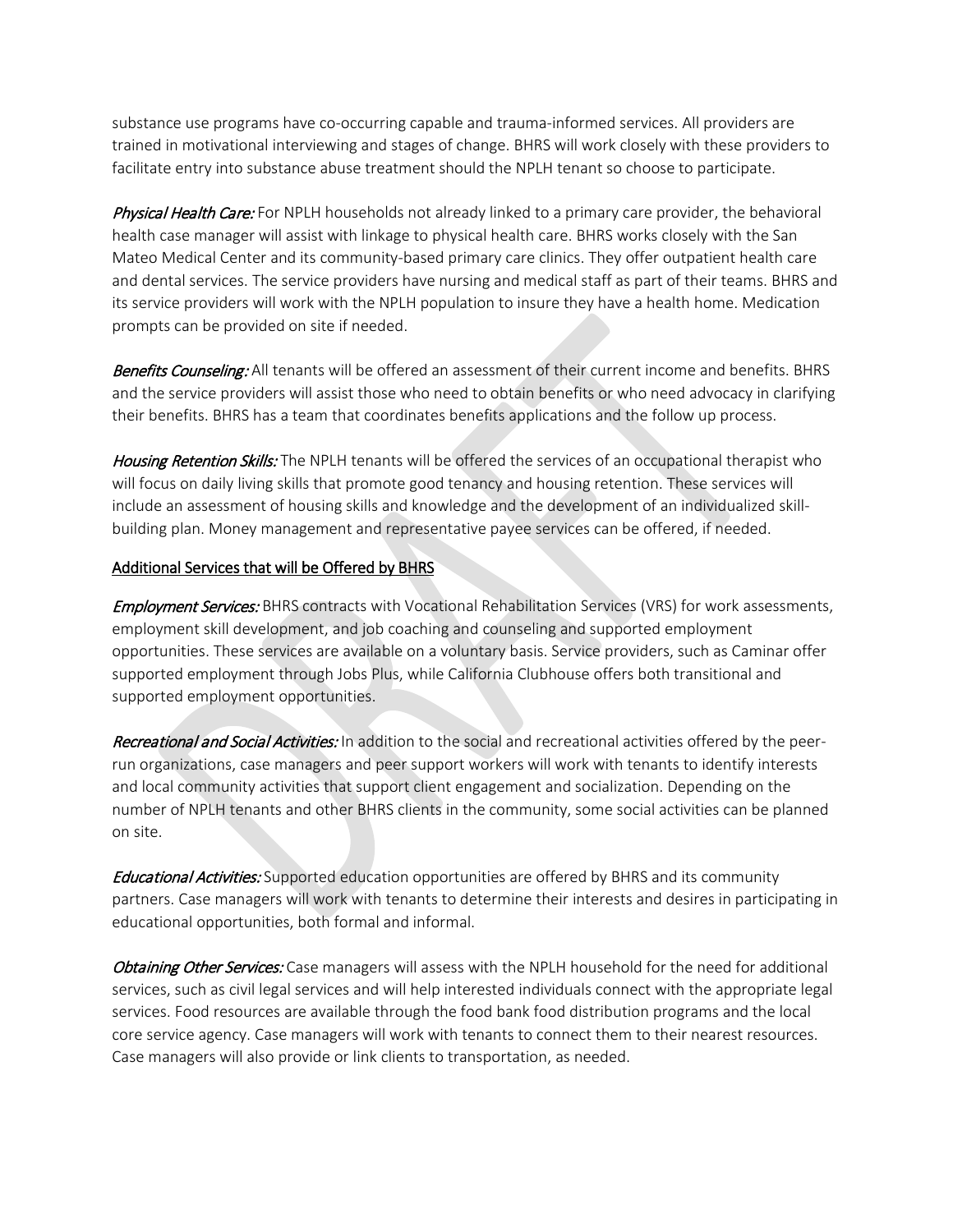substance use programs have co-occurring capable and trauma-informed services. All providers are trained in motivational interviewing and stages of change. BHRS will work closely with these providers to facilitate entry into substance abuse treatment should the NPLH tenant so choose to participate.

*Physical Health Care:* For NPLH households not already linked to a primary care provider, the behavioral health case manager will assist with linkage to physical health care. BHRS works closely with the San Mateo Medical Center and its community-based primary care clinics. They offer outpatient health care and dental services. The service providers have nursing and medical staff as part of their teams. BHRS and its service providers will work with the NPLH population to insure they have a health home. Medication prompts can be provided on site if needed.

*Benefits Counseling:* All tenants will be offered an assessment of their current income and benefits. BHRS and the service providers will assist those who need to obtain benefits or who need advocacy in clarifying their benefits. BHRS has a team that coordinates benefits applications and the follow up process.

*Housing Retention Skills:* The NPLH tenants will be offered the services of an occupational therapist who will focus on daily living skills that promote good tenancy and housing retention. These services will include an assessment of housing skills and knowledge and the development of an individualized skill-building plan. Money management and representative payee services can be offered, if needed.

<u>Additional Services that will be Offered by BHRS</u>

*Employment Services:* BHRS contracts with Vocational Rehabilitation Services (VRS) for work assessments, employment skill development, and job coaching and counseling and supported employment opportunities. These services are available on a voluntary basis. Service providers, such as Caminar offer supported employment through Jobs Plus, while California Clubhouse offers both transitional and supported employment opportunities.

*Recreational and Social Activities:* In addition to the social and recreational activities offered by the peer-run organizations, case managers and peer support workers will work with tenants to identify interests and local community activities that support client engagement and socialization. Depending on the number of NPLH tenants and other BHRS clients in the community, some social activities can be planned on site.

*Educational Activities:* Supported education opportunities are offered by BHRS and its community partners. Case managers will work with tenants to determine their interests and desires in participating in educational opportunities, both formal and informal.

*Obtaining Other Services:* Case managers will assess with the NPLH household for the need for additional services, such as civil legal services and will help interested individuals connect with the appropriate legal services. Food resources are available through the food bank food distribution programs and the local core service agency. Case managers will work with tenants to connect them to their nearest resources. Case managers will also provide or link clients to transportation, as needed.